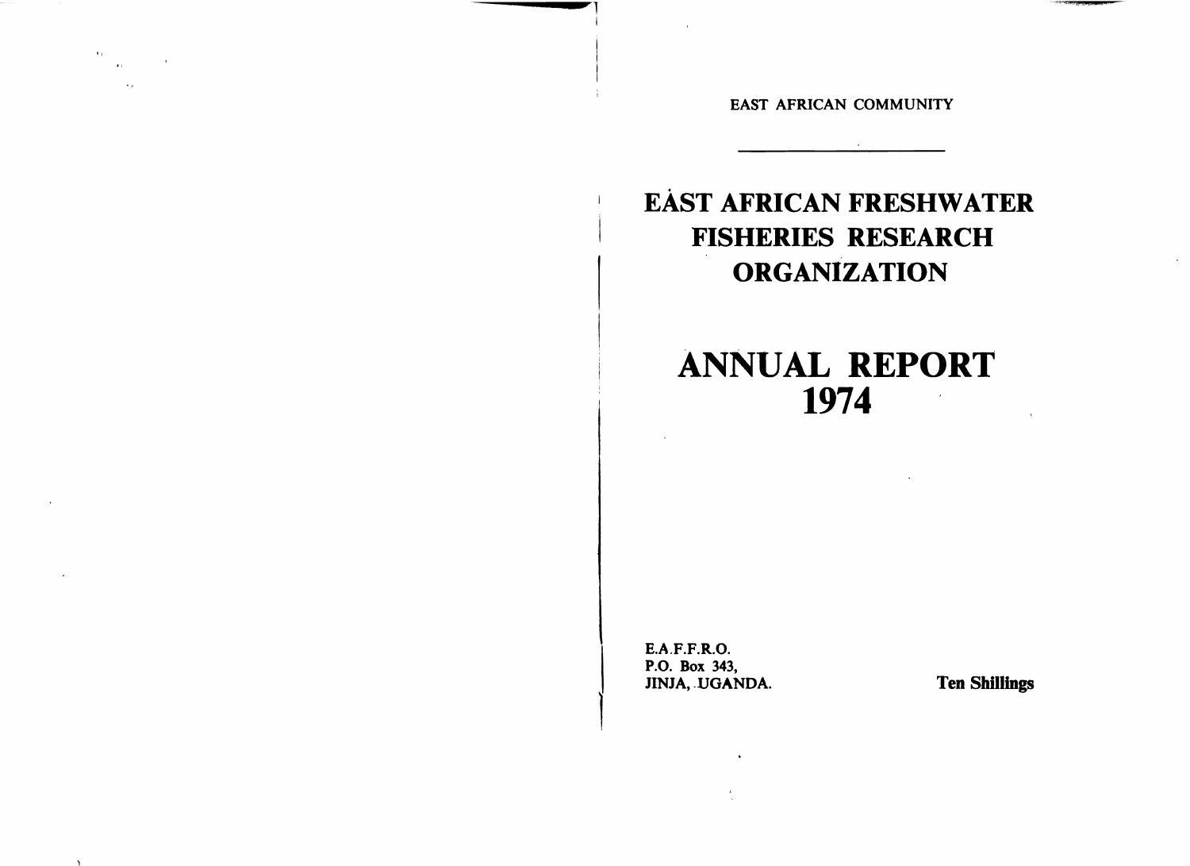EAST AFRICAN COMMUNITY

---

# EAST AFRICAN FRESHWATER FISHERIES RESEARCH ORGANIZATION

# ANNUAL REPORT 1974

E.A.F.F.R.O.
P.O. Box 343,
JINJA, UGANDA.

**Ten Shillings**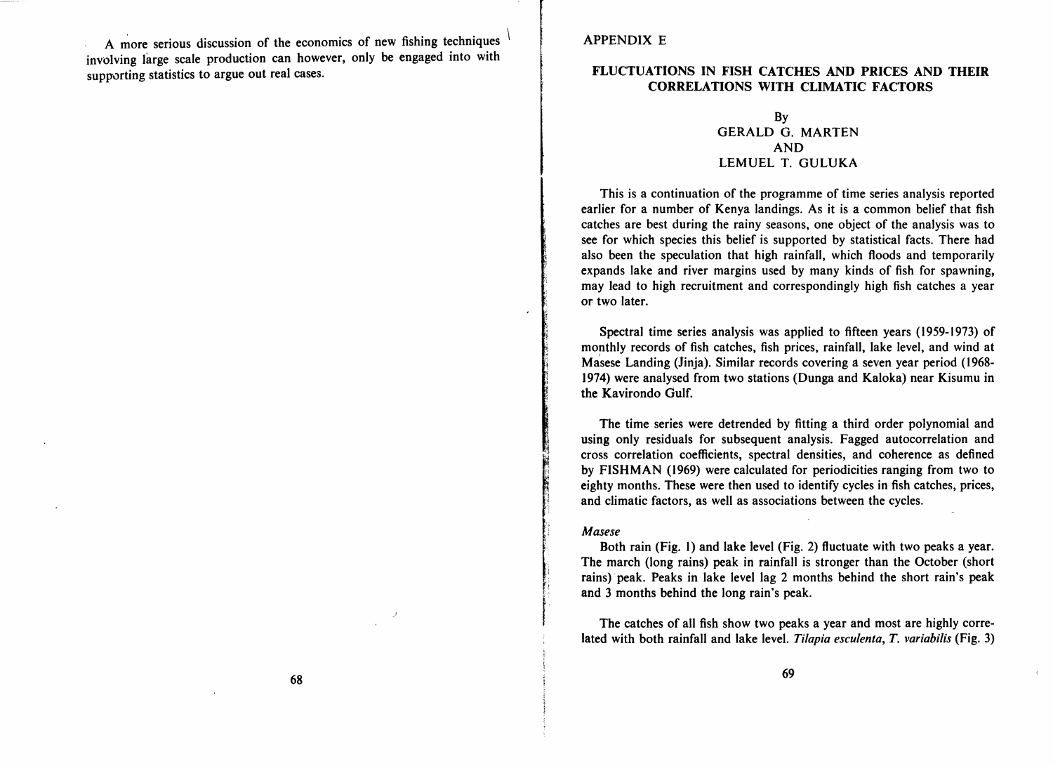A more serious discussion of the economics of new fishing techniques involving large scale production can however, only be engaged into with supporting statistics to argue out real cases.

APPENDIX E

## FLUCTUATIONS IN FISH CATCHES AND PRICES AND THEIR CORRELATIONS WITH CLIMATIC FACTORS

By
GERALD G. MARTEN
AND
LEMUEL T. GULUKA

This is a continuation of the programme of time series analysis reported earlier for a number of Kenya landings. As it is a common belief that fish catches are best during the rainy seasons, one object of the analysis was to see for which species this belief is supported by statistical facts. There had also been the speculation that high rainfall, which floods and temporarily expands lake and river margins used by many kinds of fish for spawning, may lead to high recruitment and correspondingly high fish catches a year or two later.

Spectral time series analysis was applied to fifteen years (1959-1973) of monthly records of fish catches, fish prices, rainfall, lake level, and wind at Masese Landing (Jinja). Similar records covering a seven year period (1968-1974) were analysed from two stations (Dunga and Kaloka) near Kisumu in the Kavirondo Gulf.

The time series were detrended by fitting a third order polynomial and using only residuals for subsequent analysis. Fagged autocorrelation and cross correlation coefficients, spectral densities, and coherence as defined by FISHMAN (1969) were calculated for periodicities ranging from two to eighty months. These were then used to identify cycles in fish catches, prices, and climatic factors, as well as associations between the cycles.

*Masese*

Both rain (Fig. 1) and lake level (Fig. 2) fluctuate with two peaks a year. The march (long rains) peak in rainfall is stronger than the October (short rains) peak. Peaks in lake level lag 2 months behind the short rain's peak and 3 months behind the long rain's peak.

The catches of all fish show two peaks a year and most are highly correlated with both rainfall and lake level. *Tilapia esculenta*, *T. variabilis* (Fig. 3)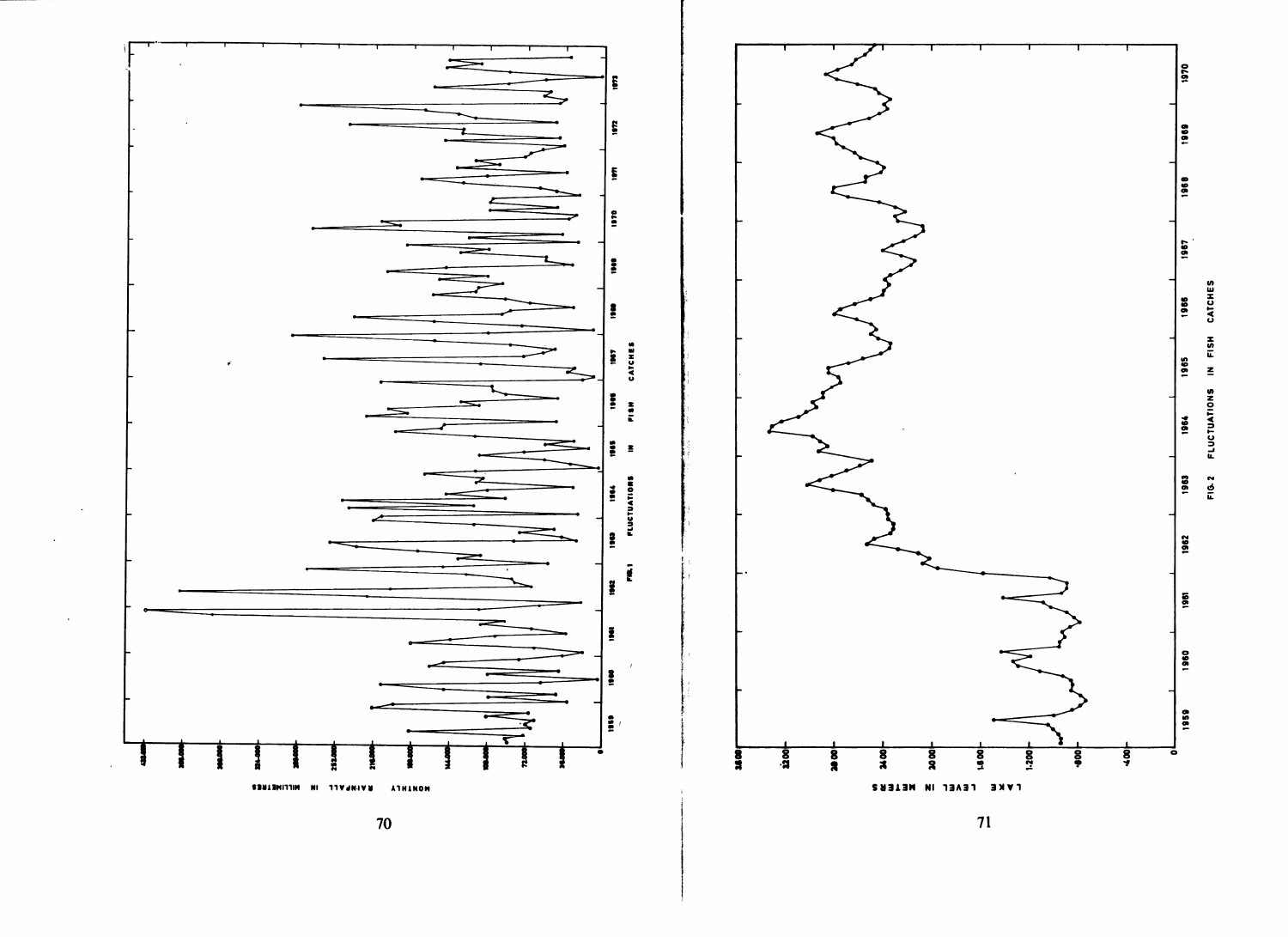MONTHLY RAINFALL IN MILLIMETRES

FIG. 1 FLUCTUATIONS IN FISH CATCHES

LAKE LEVEL IN METERS

FIG. 2 FLUCTUATIONS IN FISH CATCHES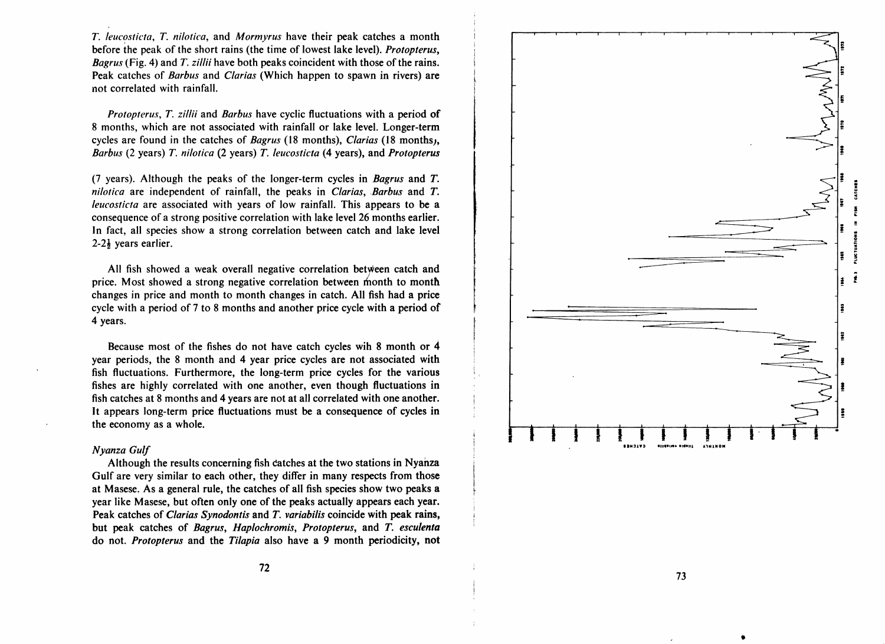*T. leucosticta*, *T. nilotica*, and *Mormyrus* have their peak catches a month before the peak of the short rains (the time of lowest lake level). *Protopterus*, *Bagrus* (Fig. 4) and *T. zillii* have both peaks coincident with those of the rains. Peak catches of *Barbus* and *Clarias* (Which happen to spawn in rivers) are not correlated with rainfall.

*Protopterus*, *T. zillii* and *Barbus* have cyclic fluctuations with a period of 8 months, which are not associated with rainfall or lake level. Longer-term cycles are found in the catches of *Bagrus* (18 months), *Clarias* (18 months), *Barbus* (2 years) *T. nilotica* (2 years) *T. leucosticta* (4 years), and *Protopterus* (7 years). Although the peaks of the longer-term cycles in *Bagrus* and *T. nilotica* are independent of rainfall, the peaks in *Clarias*, *Barbus* and *T. leucosticta* are associated with years of low rainfall. This appears to be a consequence of a strong positive correlation with lake level 26 months earlier. In fact, all species show a strong correlation between catch and lake level 2-2½ years earlier.

All fish showed a weak overall negative correlation between catch and price. Most showed a strong negative correlation between month to month changes in price and month to month changes in catch. All fish had a price cycle with a period of 7 to 8 months and another price cycle with a period of 4 years.

Because most of the fishes do not have catch cycles wih 8 month or 4 year periods, the 8 month and 4 year price cycles are not associated with fish fluctuations. Furthermore, the long-term price cycles for the various fishes are highly correlated with one another, even though fluctuations in fish catches at 8 months and 4 years are not at all correlated with one another. It appears long-term price fluctuations must be a consequence of cycles in the economy as a whole.

*Nyanza Gulf*

Although the results concerning fish catches at the two stations in Nyanza Gulf are very similar to each other, they differ in many respects from those at Masese. As a general rule, the catches of all fish species show two peaks a year like Masese, but often only one of the peaks actually appears each year. Peak catches of *Clarias Synodontis* and *T. variabilis* coincide with peak rains, but peak catches of *Bagrus*, *Haplochromis*, *Protopterus*, and *T. esculenta* do not. *Protopterus* and the *Tilapia* also have a 9 month periodicity, not

FIG. 3 FLUCTUATIONS IN FISH CATCHES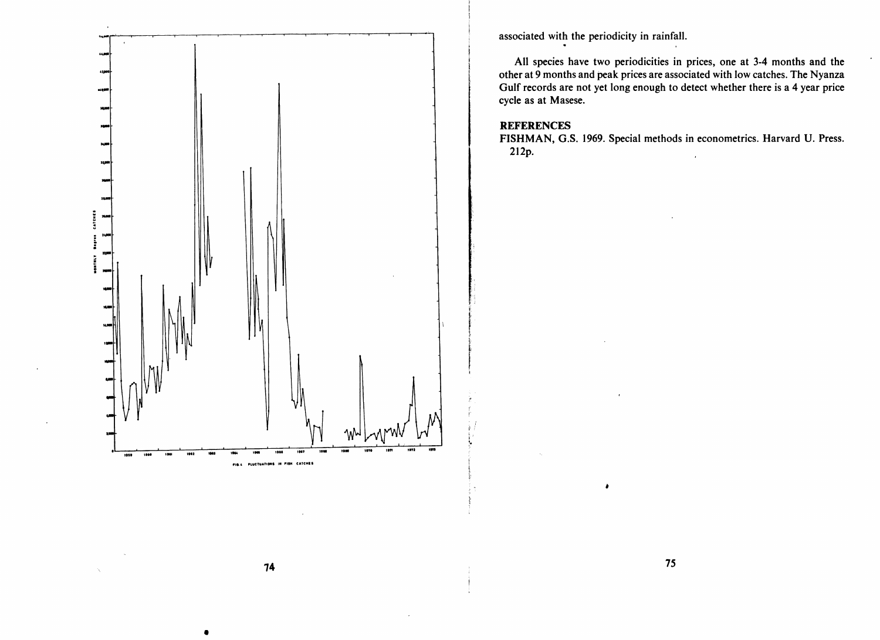MONTHLY Sagres CATCHES

1959 1960 1961 1962 1963 1964 1965 1966 1967 1968 1969 1970 1971 1972 1973

FIG. 4 FLUCTUATIONS IN FISH CATCHES

associated with the periodicity in rainfall.

All species have two periodicities in prices, one at 3-4 months and the other at 9 months and peak prices are associated with low catches. The Nyanza Gulf records are not yet long enough to detect whether there is a 4 year price cycle as at Masese.

## REFERENCES

FISHMAN, G.S. 1969. Special methods in econometrics. Harvard U. Press. 212p.